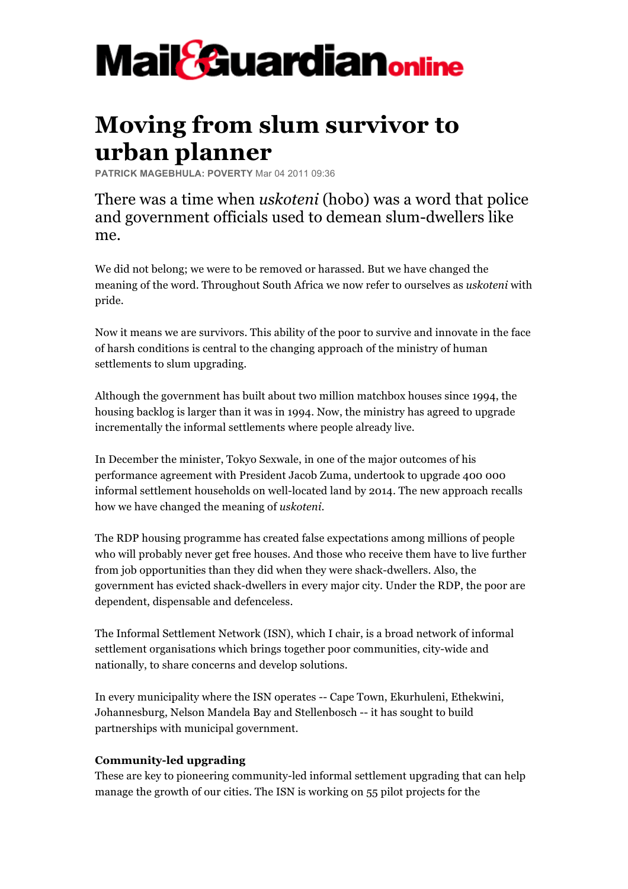# Mail&Guardian online

# Moving from slum survivor to urban planner

PATRICK MAGEBHULA: POVERTY Mar 04 2011 09:36

There was a time when *uskoteni* (hobo) was a word that police and government officials used to demean slum-dwellers like me.

We did not belong; we were to be removed or harassed. But we have changed the meaning of the word. Throughout South Africa we now refer to ourselves as *uskoteni* with pride.

Now it means we are survivors. This ability of the poor to survive and innovate in the face of harsh conditions is central to the changing approach of the ministry of human settlements to slum upgrading.

Although the government has built about two million matchbox houses since 1994, the housing backlog is larger than it was in 1994. Now, the ministry has agreed to upgrade incrementally the informal settlements where people already live.

In December the minister, Tokyo Sexwale, in one of the major outcomes of his performance agreement with President Jacob Zuma, undertook to upgrade 400 000 informal settlement households on well-located land by 2014. The new approach recalls how we have changed the meaning of *uskoteni*.

The RDP housing programme has created false expectations among millions of people who will probably never get free houses. And those who receive them have to live further from job opportunities than they did when they were shack-dwellers. Also, the government has evicted shack-dwellers in every major city. Under the RDP, the poor are dependent, dispensable and defenceless.

The Informal Settlement Network (ISN), which I chair, is a broad network of informal settlement organisations which brings together poor communities, city-wide and nationally, to share concerns and develop solutions.

In every municipality where the ISN operates -- Cape Town, Ekurhuleni, Ethekwini, Johannesburg, Nelson Mandela Bay and Stellenbosch -- it has sought to build partnerships with municipal government.

**Community-led upgrading**

These are key to pioneering community-led informal settlement upgrading that can help manage the growth of our cities. The ISN is working on 55 pilot projects for the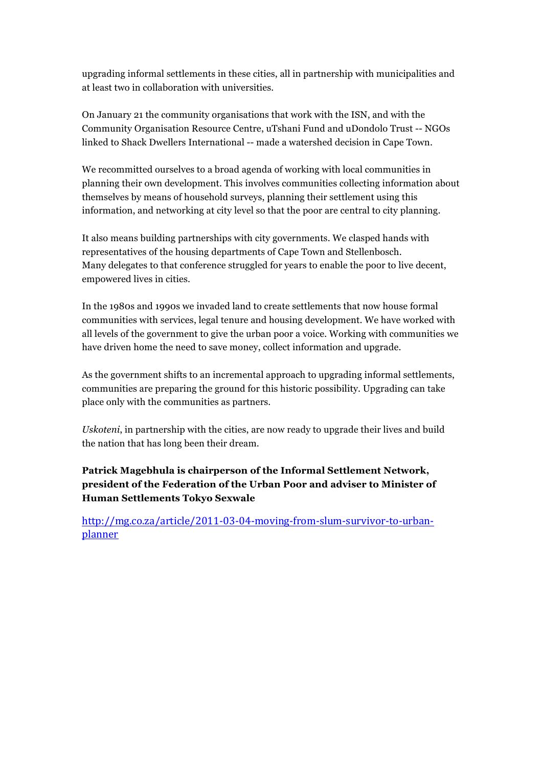upgrading informal settlements in these cities, all in partnership with municipalities and at least two in collaboration with universities.

On January 21 the community organisations that work with the ISN, and with the Community Organisation Resource Centre, uTshani Fund and uDondolo Trust -- NGOs linked to Shack Dwellers International -- made a watershed decision in Cape Town.

We recommitted ourselves to a broad agenda of working with local communities in planning their own development. This involves communities collecting information about themselves by means of household surveys, planning their settlement using this information, and networking at city level so that the poor are central to city planning.

It also means building partnerships with city governments. We clasped hands with representatives of the housing departments of Cape Town and Stellenbosch.
Many delegates to that conference struggled for years to enable the poor to live decent, empowered lives in cities.

In the 1980s and 1990s we invaded land to create settlements that now house formal communities with services, legal tenure and housing development. We have worked with all levels of the government to give the urban poor a voice. Working with communities we have driven home the need to save money, collect information and upgrade.

As the government shifts to an incremental approach to upgrading informal settlements, communities are preparing the ground for this historic possibility. Upgrading can take place only with the communities as partners.

*Uskoteni*, in partnership with the cities, are now ready to upgrade their lives and build the nation that has long been their dream.

**Patrick Magebhula is chairperson of the Informal Settlement Network, president of the Federation of the Urban Poor and adviser to Minister of Human Settlements Tokyo Sexwale**

http://mg.co.za/article/2011-03-04-moving-from-slum-survivor-to-urban-planner